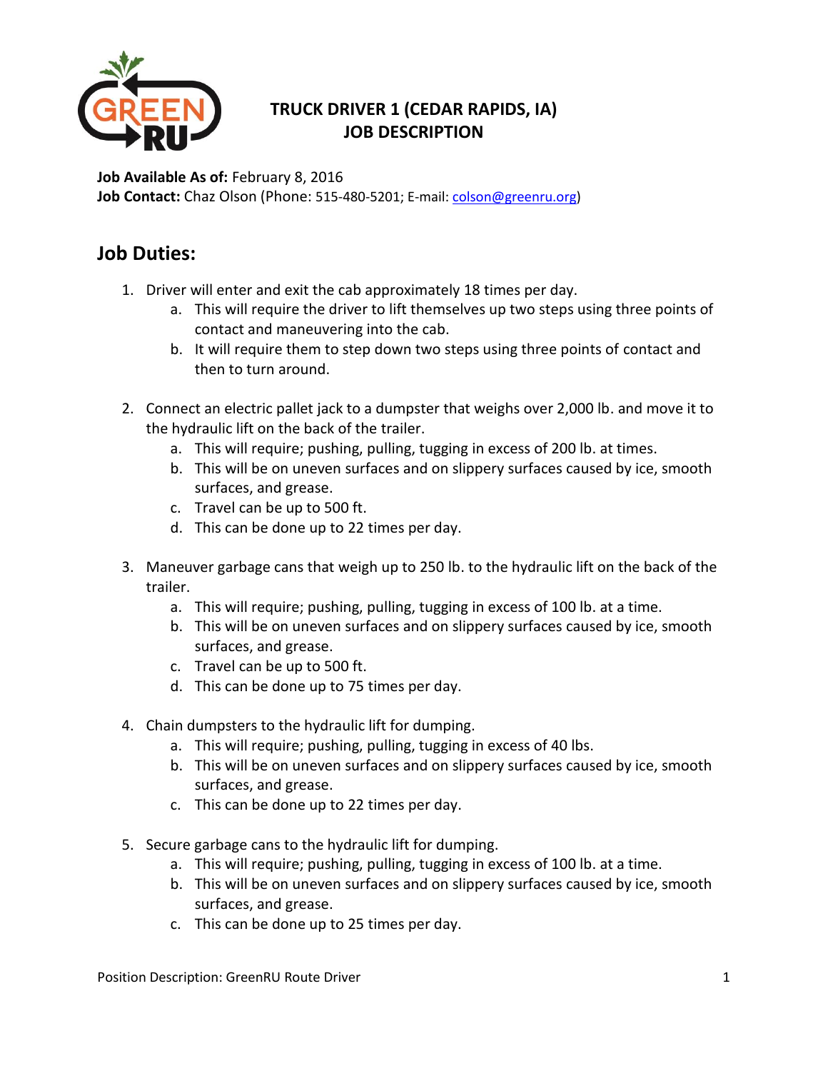# TRUCK DRIVER 1 (CEDAR RAPIDS, IA) JOB DESCRIPTION

**Job Available As of:** February 8, 2016
**Job Contact:** Chaz Olson (Phone: 515-480-5201; E-mail: colson@greenru.org)

## Job Duties:

1. Driver will enter and exit the cab approximately 18 times per day.
   a. This will require the driver to lift themselves up two steps using three points of contact and maneuvering into the cab.
   b. It will require them to step down two steps using three points of contact and then to turn around.

2. Connect an electric pallet jack to a dumpster that weighs over 2,000 lb. and move it to the hydraulic lift on the back of the trailer.
   a. This will require; pushing, pulling, tugging in excess of 200 lb. at times.
   b. This will be on uneven surfaces and on slippery surfaces caused by ice, smooth surfaces, and grease.
   c. Travel can be up to 500 ft.
   d. This can be done up to 22 times per day.

3. Maneuver garbage cans that weigh up to 250 lb. to the hydraulic lift on the back of the trailer.
   a. This will require; pushing, pulling, tugging in excess of 100 lb. at a time.
   b. This will be on uneven surfaces and on slippery surfaces caused by ice, smooth surfaces, and grease.
   c. Travel can be up to 500 ft.
   d. This can be done up to 75 times per day.

4. Chain dumpsters to the hydraulic lift for dumping.
   a. This will require; pushing, pulling, tugging in excess of 40 lbs.
   b. This will be on uneven surfaces and on slippery surfaces caused by ice, smooth surfaces, and grease.
   c. This can be done up to 22 times per day.

5. Secure garbage cans to the hydraulic lift for dumping.
   a. This will require; pushing, pulling, tugging in excess of 100 lb. at a time.
   b. This will be on uneven surfaces and on slippery surfaces caused by ice, smooth surfaces, and grease.
   c. This can be done up to 25 times per day.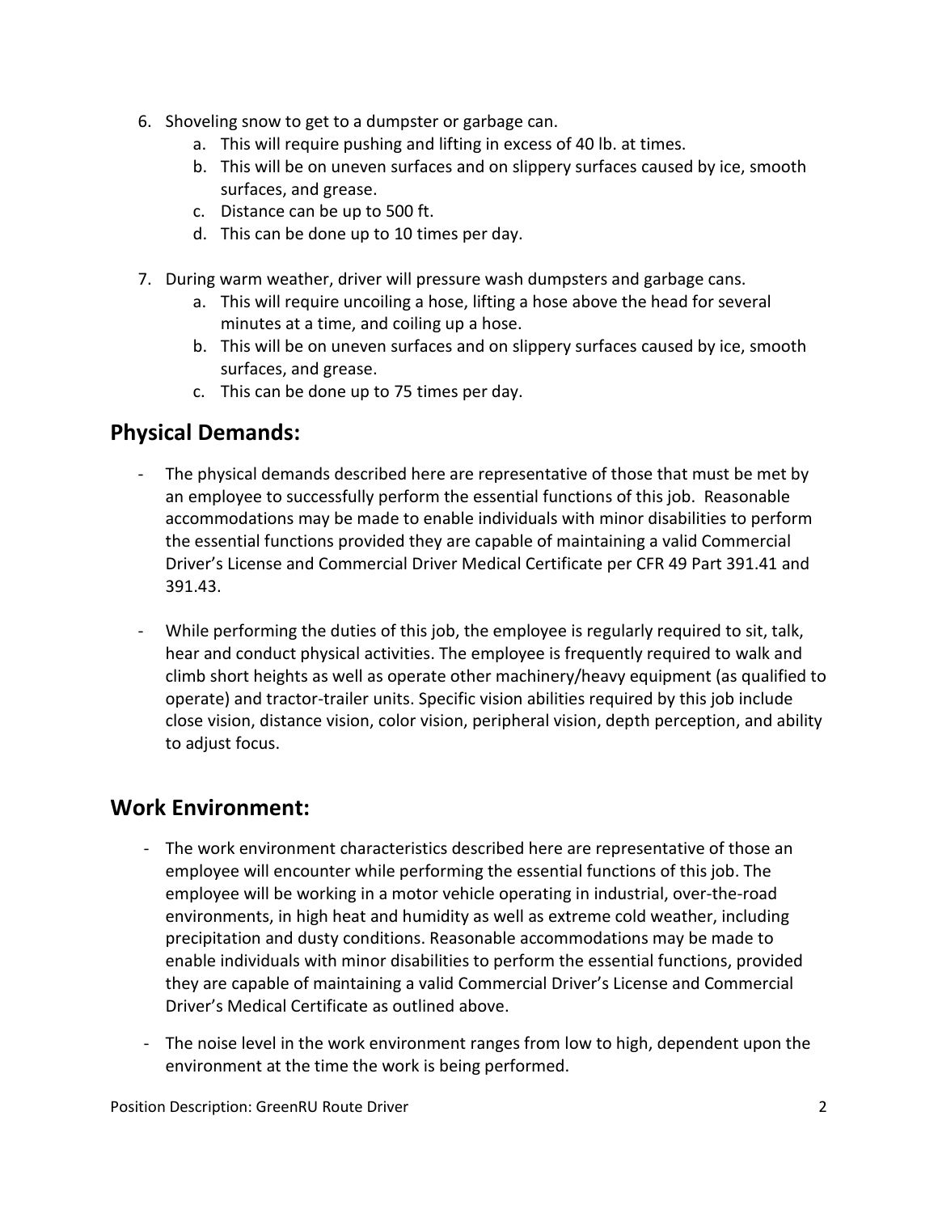6. Shoveling snow to get to a dumpster or garbage can.
    a. This will require pushing and lifting in excess of 40 lb. at times.
    b. This will be on uneven surfaces and on slippery surfaces caused by ice, smooth surfaces, and grease.
    c. Distance can be up to 500 ft.
    d. This can be done up to 10 times per day.

7. During warm weather, driver will pressure wash dumpsters and garbage cans.
    a. This will require uncoiling a hose, lifting a hose above the head for several minutes at a time, and coiling up a hose.
    b. This will be on uneven surfaces and on slippery surfaces caused by ice, smooth surfaces, and grease.
    c. This can be done up to 75 times per day.

## Physical Demands:

- The physical demands described here are representative of those that must be met by an employee to successfully perform the essential functions of this job. Reasonable accommodations may be made to enable individuals with minor disabilities to perform the essential functions provided they are capable of maintaining a valid Commercial Driver's License and Commercial Driver Medical Certificate per CFR 49 Part 391.41 and 391.43.

- While performing the duties of this job, the employee is regularly required to sit, talk, hear and conduct physical activities. The employee is frequently required to walk and climb short heights as well as operate other machinery/heavy equipment (as qualified to operate) and tractor-trailer units. Specific vision abilities required by this job include close vision, distance vision, color vision, peripheral vision, depth perception, and ability to adjust focus.

## Work Environment:

- The work environment characteristics described here are representative of those an employee will encounter while performing the essential functions of this job. The employee will be working in a motor vehicle operating in industrial, over-the-road environments, in high heat and humidity as well as extreme cold weather, including precipitation and dusty conditions. Reasonable accommodations may be made to enable individuals with minor disabilities to perform the essential functions, provided they are capable of maintaining a valid Commercial Driver's License and Commercial Driver's Medical Certificate as outlined above.

- The noise level in the work environment ranges from low to high, dependent upon the environment at the time the work is being performed.